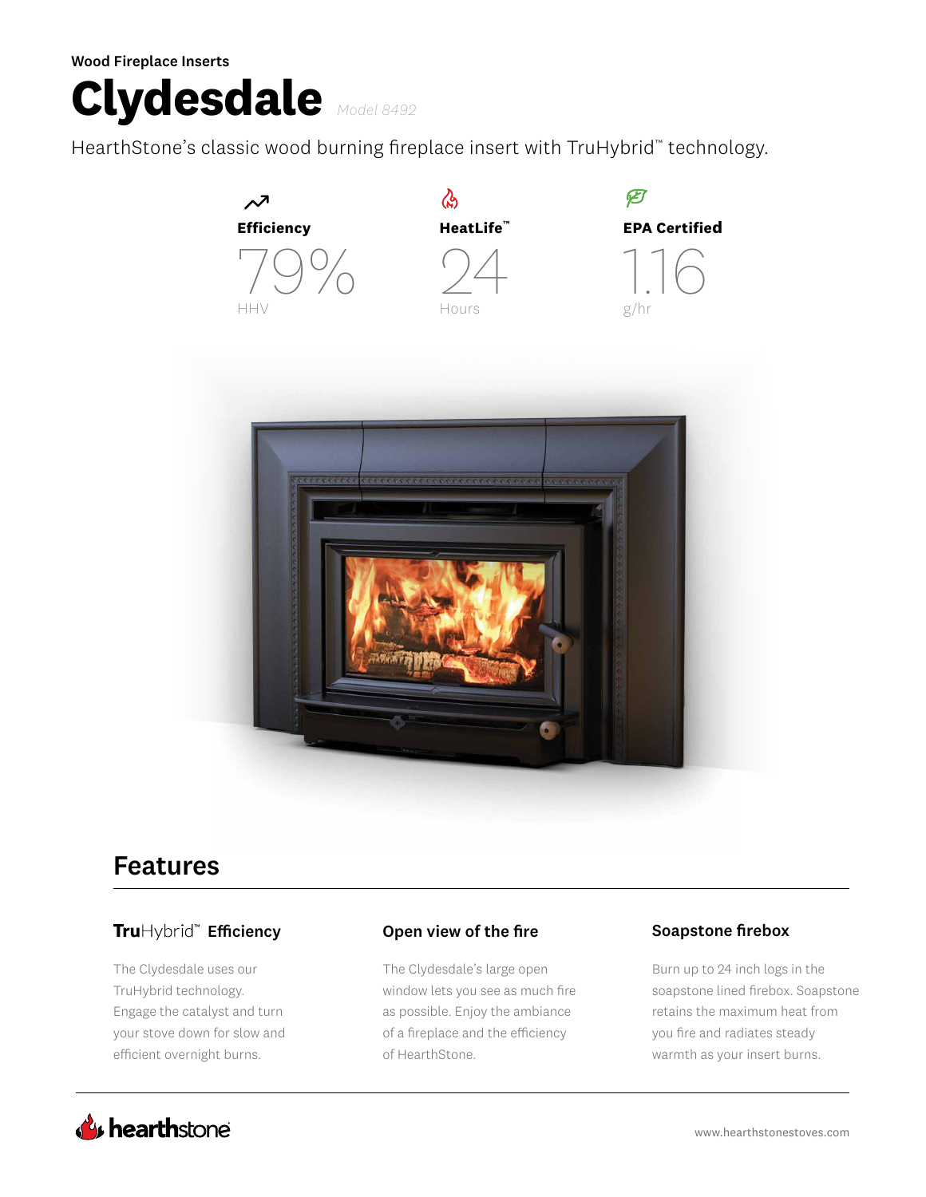Wood Fireplace Inserts

# Clydesdale

*Model 8492*

HearthStone's classic wood burning fireplace insert with TruHybrid™ technology.

**Efficiency**
79%
HHV

**HeatLife™**
24
Hours

**EPA Certified**
1.16
g/hr

## Features

### TruHybrid™ Efficiency

The Clydesdale uses our TruHybrid technology. Engage the catalyst and turn your stove down for slow and efficient overnight burns.

### Open view of the fire

The Clydesdale's large open window lets you see as much fire as possible. Enjoy the ambiance of a fireplace and the efficiency of HearthStone.

### Soapstone firebox

Burn up to 24 inch logs in the soapstone lined firebox. Soapstone retains the maximum heat from you fire and radiates steady warmth as your insert burns.

hearthstone

www.hearthstonestoves.com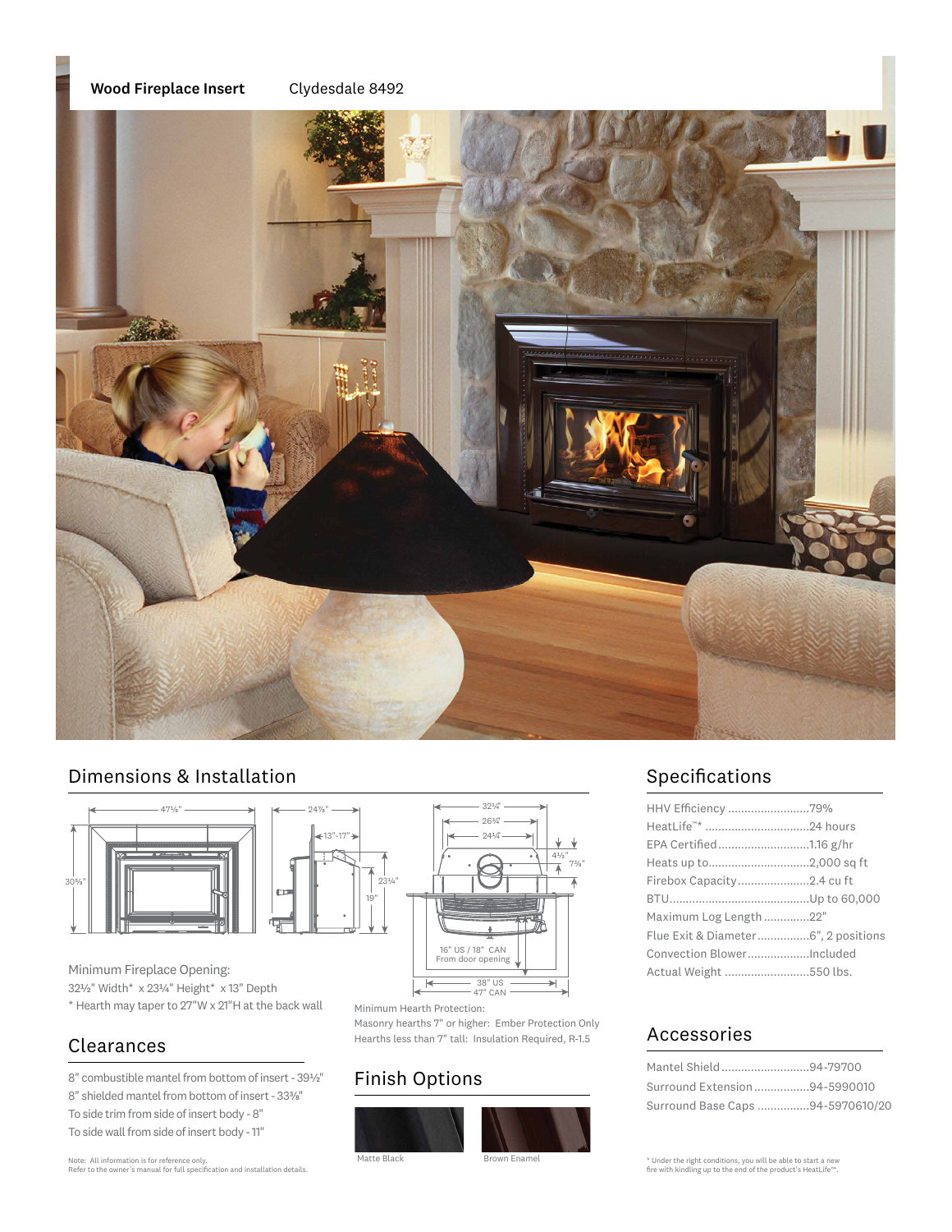**Wood Fireplace Insert** Clydesdale 8492

## Dimensions & Installation

47⅛"
24⅞"
13"-17"
30⅝"
23¼"
19"
32½"
26¾"
24¼"
4½"
7⅜"
16" US / 18" CAN
From door opening
38" US
47" CAN

Minimum Fireplace Opening:
32½" Width* x 23¼" Height* x 13" Depth
* Hearth may taper to 27"W x 21"H at the back wall

Minimum Hearth Protection:
Masonry hearths 7" or higher: Ember Protection Only
Hearths less than 7" tall: Insulation Required, R-1.5

## Clearances

8" combustible mantel from bottom of insert - 39½"
8" shielded mantel from bottom of insert - 33⅜"
To side trim from side of insert body - 8"
To side wall from side of insert body - 11"

## Finish Options

Matte Black
Brown Enamel

## Specifications

| | |
|---|---|
| HHV Efficiency | 79% |
| HeatLife™* | 24 hours |
| EPA Certified | 1.16 g/hr |
| Heats up to | 2,000 sq ft |
| Firebox Capacity | 2.4 cu ft |
| BTU | Up to 60,000 |
| Maximum Log Length | 22" |
| Flue Exit & Diameter | 6", 2 positions |
| Convection Blower | Included |
| Actual Weight | 550 lbs. |

## Accessories

| | |
|---|---|
| Mantel Shield | 94-79700 |
| Surround Extension | 94-5990010 |
| Surround Base Caps | 94-5970610/20 |

Note: All information is for reference only.
Refer to the owner's manual for full specification and installation details.

* Under the right conditions, you will be able to start a new fire with kindling up to the end of the product's HeatLife™.